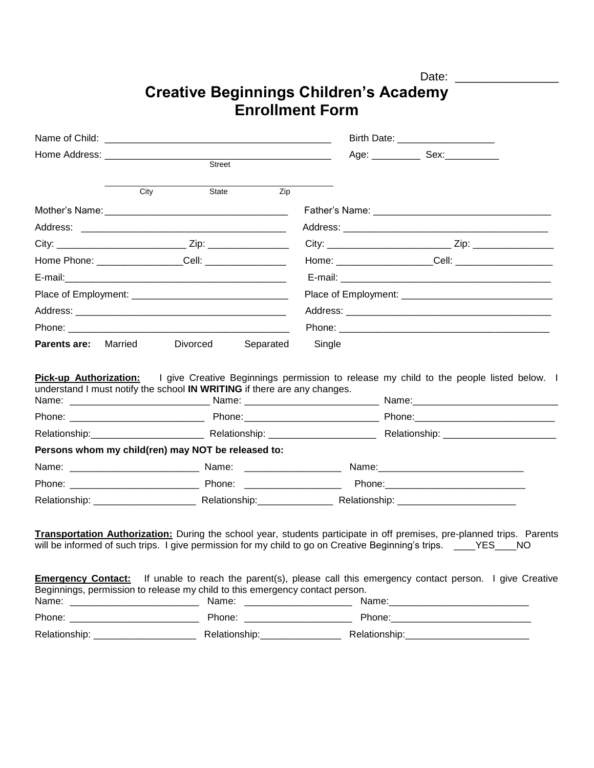Date: _______________

# Creative Beginnings Children's Academy
## Enrollment Form

Name of Child: ________________________________________ Birth Date: _________________

Home Address: ________________________________________ Age: _________ Sex: __________
Street

________________________________________
City State Zip

| | |
|---|---|
| Mother's Name: ______________________________ | Father's Name: ______________________________ |
| Address: ______________________________ | Address: ______________________________ |
| City: ______________ Zip: ______________ | City: ______________ Zip: ______________ |
| Home Phone: ______________ Cell: ______________ | Home: ______________ Cell: ______________ |
| E-mail: ______________________________ | E-mail: ______________________________ |
| Place of Employment: ______________________________ | Place of Employment: ______________________________ |
| Address: ______________________________ | Address: ______________________________ |
| Phone: ______________________________ | Phone: ______________________________ |

**Parents are:** Married Divorced Separated Single

**Pick-up Authorization:** I give Creative Beginnings permission to release my child to the people listed below. I understand I must notify the school **IN WRITING** if there are any changes.

| | | |
|---|---|---|
| Name: ____________________ | Name: ____________________ | Name: ____________________ |
| Phone: ____________________ | Phone: ____________________ | Phone: ____________________ |
| Relationship: ____________________ | Relationship: ____________________ | Relationship: ____________________ |

**Persons whom my child(ren) may NOT be released to:**

| | | |
|---|---|---|
| Name: ____________________ | Name: ____________________ | Name: ____________________ |
| Phone: ____________________ | Phone: ____________________ | Phone: ____________________ |
| Relationship: ____________________ | Relationship: ____________________ | Relationship: ____________________ |

**Transportation Authorization:** During the school year, students participate in off premises, pre-planned trips. Parents will be informed of such trips. I give permission for my child to go on Creative Beginning's trips. ____YES____NO

**Emergency Contact:** If unable to reach the parent(s), please call this emergency contact person. I give Creative Beginnings, permission to release my child to this emergency contact person.

| | | |
|---|---|---|
| Name: ____________________ | Name: ____________________ | Name: ____________________ |
| Phone: ____________________ | Phone: ____________________ | Phone: ____________________ |
| Relationship: ____________________ | Relationship: ____________________ | Relationship: ____________________ |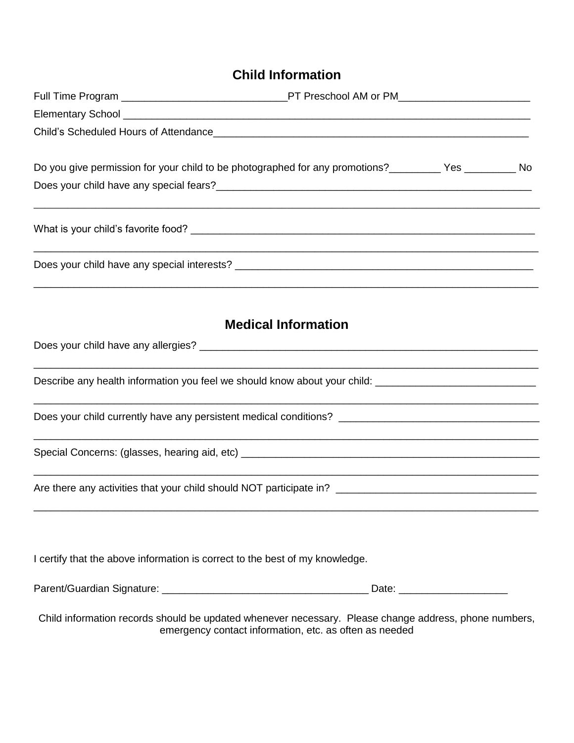## Child Information

Full Time Program ____________________________PT Preschool AM or PM______________________

Elementary School ___________________________________________________________________________

Child's Scheduled Hours of Attendance________________________________________________________

Do you give permission for your child to be photographed for any promotions?_________ Yes _________ No

Does your child have any special fears?______________________________________________________

_____________________________________________________________________________________________

What is your child's favorite food? _________________________________________________________

_____________________________________________________________________________________________

Does your child have any special interests? _________________________________________________

_____________________________________________________________________________________________

## Medical Information

Does your child have any allergies? _________________________________________________________

_____________________________________________________________________________________________

Describe any health information you feel we should know about your child: ___________________________

_____________________________________________________________________________________________

Does your child currently have any persistent medical conditions? __________________________________

_____________________________________________________________________________________________

Special Concerns: (glasses, hearing aid, etc) _______________________________________________

_____________________________________________________________________________________________

Are there any activities that your child should NOT participate in? __________________________________

_____________________________________________________________________________________________

I certify that the above information is correct to the best of my knowledge.

Parent/Guardian Signature: ____________________________________ Date: __________________

Child information records should be updated whenever necessary. Please change address, phone numbers, emergency contact information, etc. as often as needed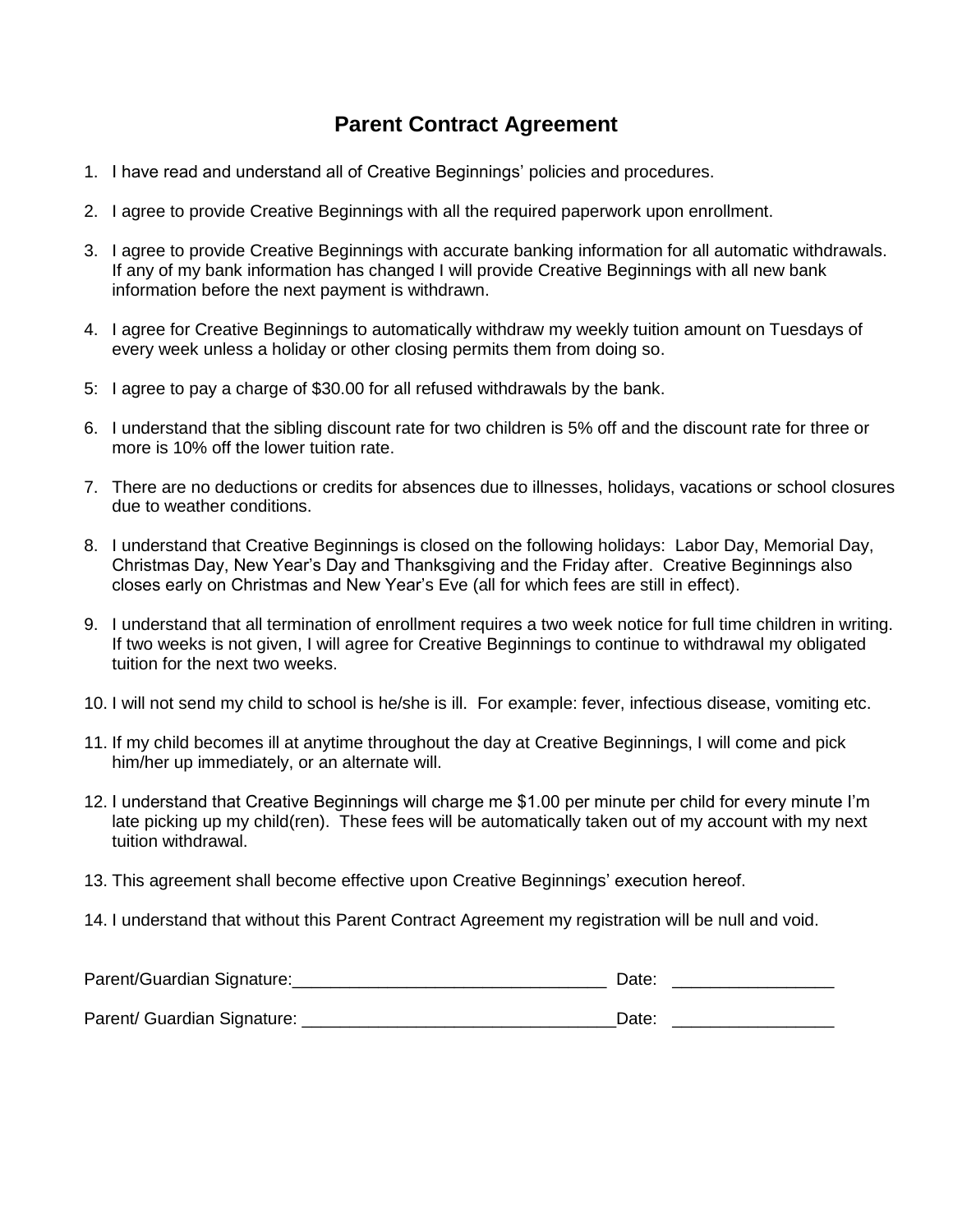# Parent Contract Agreement

1. I have read and understand all of Creative Beginnings' policies and procedures.

2. I agree to provide Creative Beginnings with all the required paperwork upon enrollment.

3. I agree to provide Creative Beginnings with accurate banking information for all automatic withdrawals. If any of my bank information has changed I will provide Creative Beginnings with all new bank information before the next payment is withdrawn.

4. I agree for Creative Beginnings to automatically withdraw my weekly tuition amount on Tuesdays of every week unless a holiday or other closing permits them from doing so.

5: I agree to pay a charge of $30.00 for all refused withdrawals by the bank.

6. I understand that the sibling discount rate for two children is 5% off and the discount rate for three or more is 10% off the lower tuition rate.

7. There are no deductions or credits for absences due to illnesses, holidays, vacations or school closures due to weather conditions.

8. I understand that Creative Beginnings is closed on the following holidays: Labor Day, Memorial Day, Christmas Day, New Year's Day and Thanksgiving and the Friday after. Creative Beginnings also closes early on Christmas and New Year's Eve (all for which fees are still in effect).

9. I understand that all termination of enrollment requires a two week notice for full time children in writing. If two weeks is not given, I will agree for Creative Beginnings to continue to withdrawal my obligated tuition for the next two weeks.

10. I will not send my child to school is he/she is ill. For example: fever, infectious disease, vomiting etc.

11. If my child becomes ill at anytime throughout the day at Creative Beginnings, I will come and pick him/her up immediately, or an alternate will.

12. I understand that Creative Beginnings will charge me $1.00 per minute per child for every minute I'm late picking up my child(ren). These fees will be automatically taken out of my account with my next tuition withdrawal.

13. This agreement shall become effective upon Creative Beginnings' execution hereof.

14. I understand that without this Parent Contract Agreement my registration will be null and void.

Parent/Guardian Signature:_________________________________ Date: _________________

Parent/ Guardian Signature: _________________________________Date: _________________